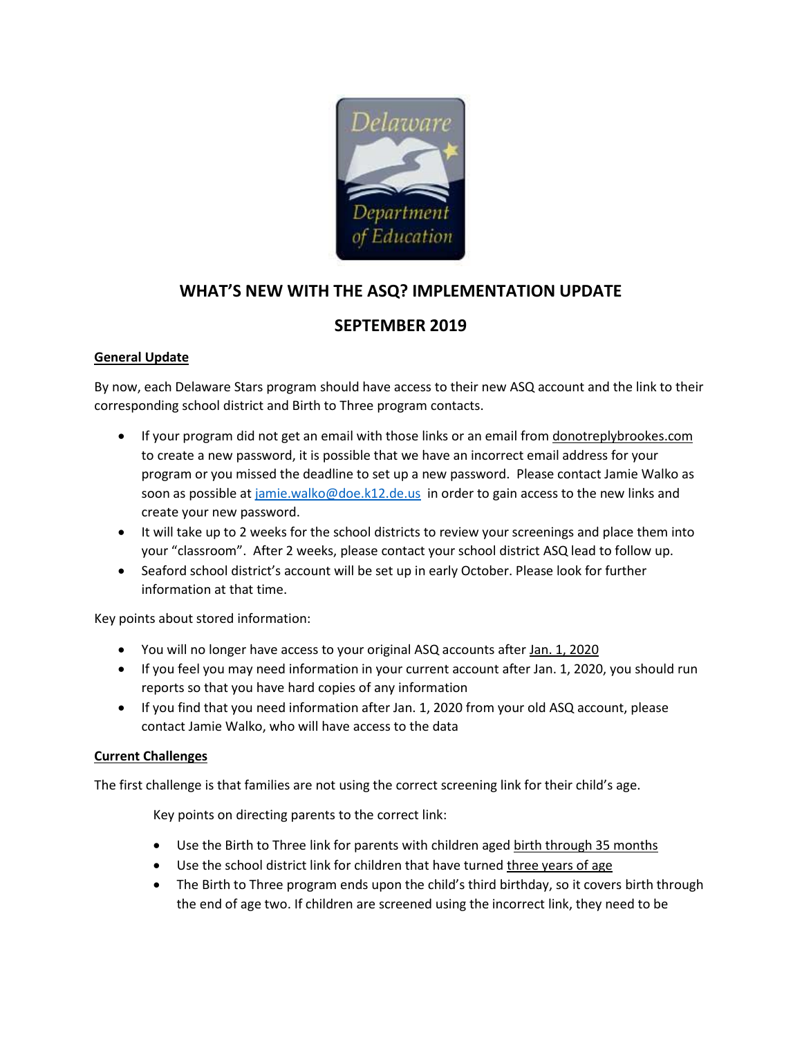# WHAT'S NEW WITH THE ASQ? IMPLEMENTATION UPDATE

## SEPTEMBER 2019

**General Update**

By now, each Delaware Stars program should have access to their new ASQ account and the link to their corresponding school district and Birth to Three program contacts.

- If your program did not get an email with those links or an email from donotreplybrookes.com to create a new password, it is possible that we have an incorrect email address for your program or you missed the deadline to set up a new password. Please contact Jamie Walko as soon as possible at jamie.walko@doe.k12.de.us in order to gain access to the new links and create your new password.
- It will take up to 2 weeks for the school districts to review your screenings and place them into your "classroom". After 2 weeks, please contact your school district ASQ lead to follow up.
- Seaford school district's account will be set up in early October. Please look for further information at that time.

Key points about stored information:

- You will no longer have access to your original ASQ accounts after Jan. 1, 2020
- If you feel you may need information in your current account after Jan. 1, 2020, you should run reports so that you have hard copies of any information
- If you find that you need information after Jan. 1, 2020 from your old ASQ account, please contact Jamie Walko, who will have access to the data

**Current Challenges**

The first challenge is that families are not using the correct screening link for their child's age.

Key points on directing parents to the correct link:

- Use the Birth to Three link for parents with children aged birth through 35 months
- Use the school district link for children that have turned three years of age
- The Birth to Three program ends upon the child's third birthday, so it covers birth through the end of age two. If children are screened using the incorrect link, they need to be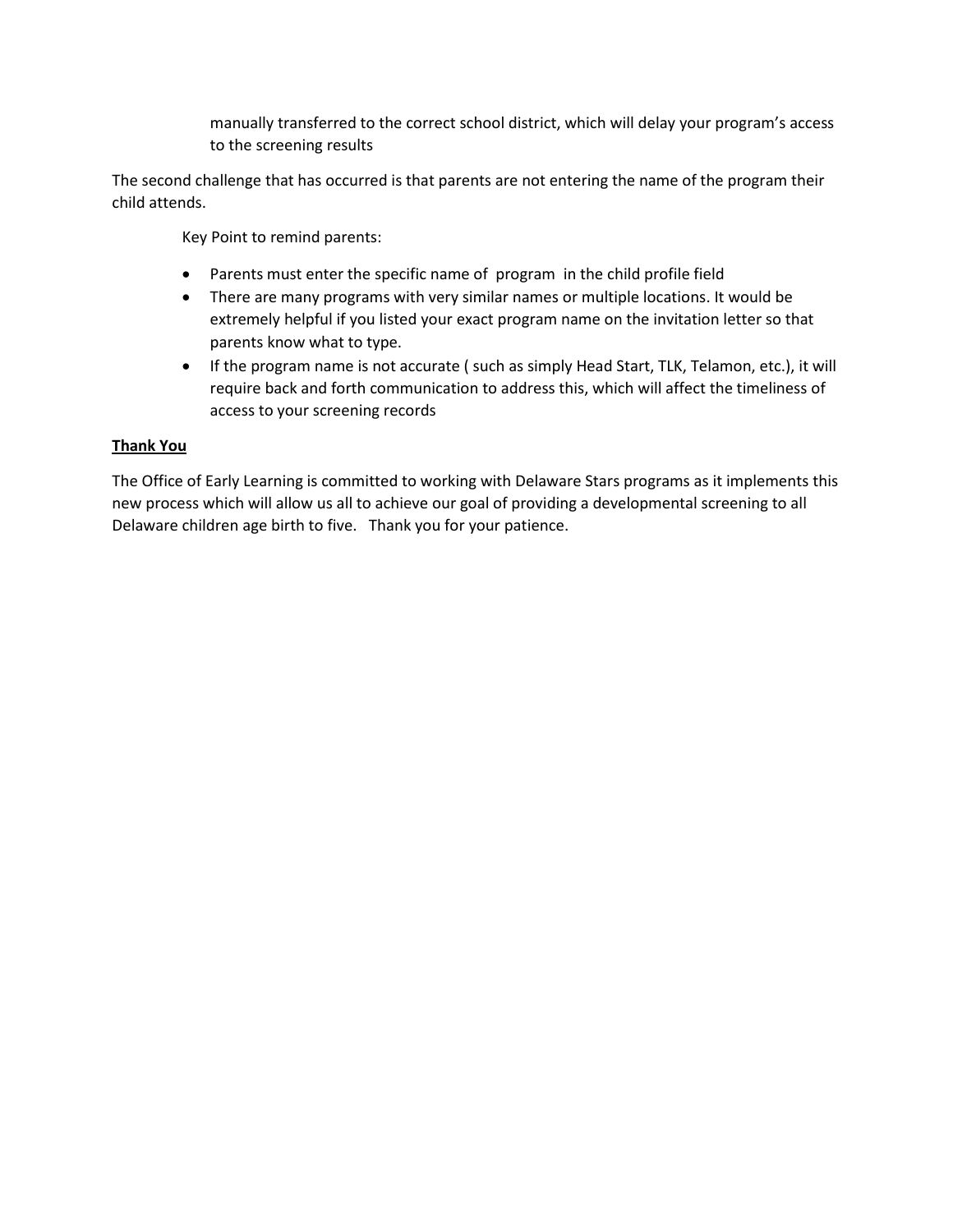manually transferred to the correct school district, which will delay your program's access to the screening results

The second challenge that has occurred is that parents are not entering the name of the program their child attends.

Key Point to remind parents:

- Parents must enter the specific name of program in the child profile field
- There are many programs with very similar names or multiple locations. It would be extremely helpful if you listed your exact program name on the invitation letter so that parents know what to type.
- If the program name is not accurate ( such as simply Head Start, TLK, Telamon, etc.), it will require back and forth communication to address this, which will affect the timeliness of access to your screening records

**Thank You**

The Office of Early Learning is committed to working with Delaware Stars programs as it implements this new process which will allow us all to achieve our goal of providing a developmental screening to all Delaware children age birth to five. Thank you for your patience.